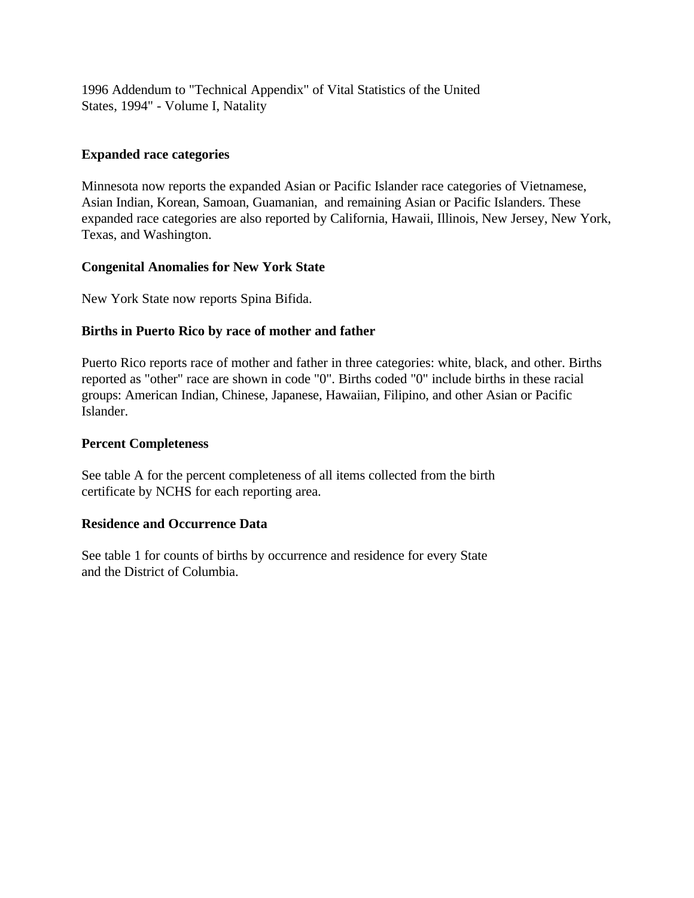1996 Addendum to "Technical Appendix" of Vital Statistics of the United States, 1994" - Volume I, Natality

## Expanded race categories

Minnesota now reports the expanded Asian or Pacific Islander race categories of Vietnamese, Asian Indian, Korean, Samoan, Guamanian, and remaining Asian or Pacific Islanders. These expanded race categories are also reported by California, Hawaii, Illinois, New Jersey, New York, Texas, and Washington.

## Congenital Anomalies for New York State

New York State now reports Spina Bifida.

## Births in Puerto Rico by race of mother and father

Puerto Rico reports race of mother and father in three categories: white, black, and other. Births reported as "other" race are shown in code "0". Births coded "0" include births in these racial groups: American Indian, Chinese, Japanese, Hawaiian, Filipino, and other Asian or Pacific Islander.

## Percent Completeness

See table A for the percent completeness of all items collected from the birth certificate by NCHS for each reporting area.

## Residence and Occurrence Data

See table 1 for counts of births by occurrence and residence for every State and the District of Columbia.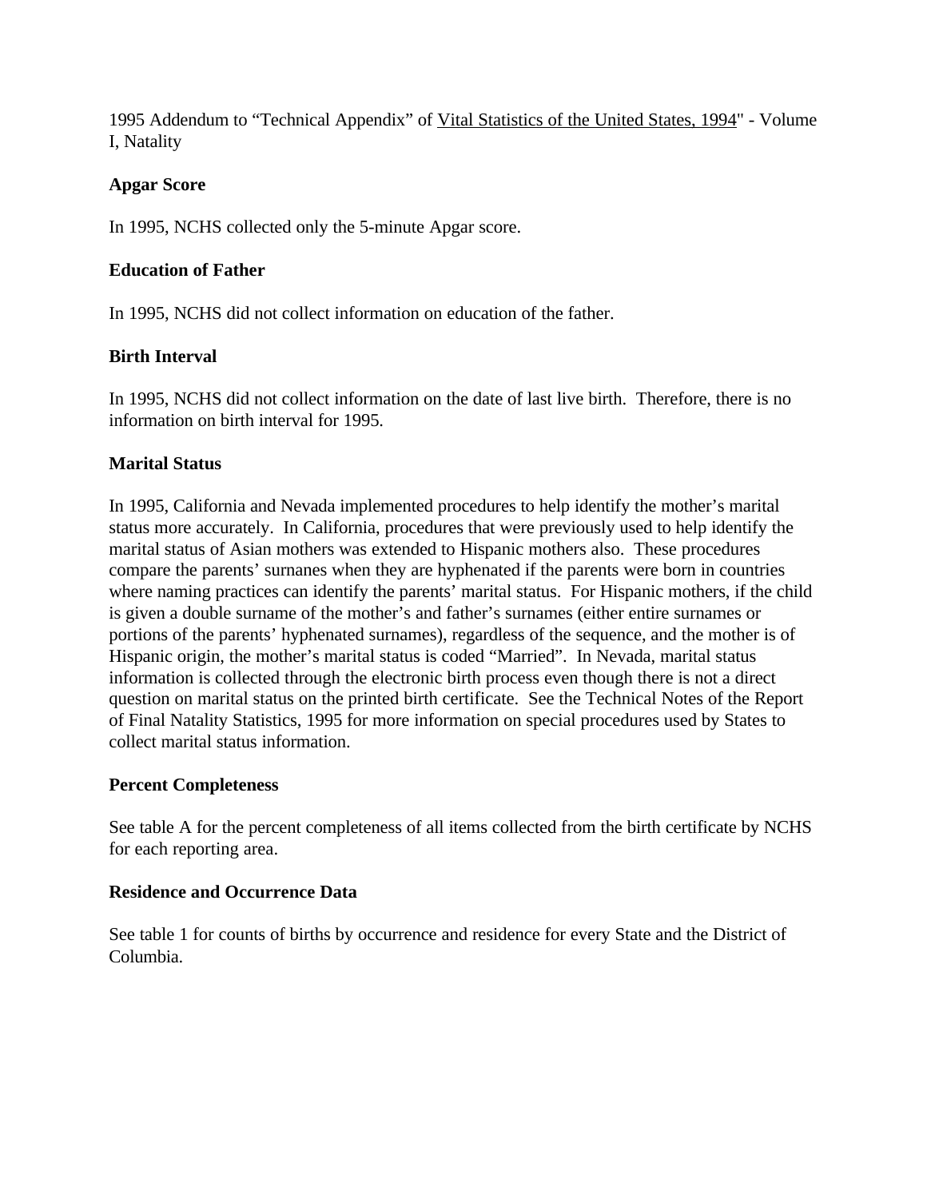1995 Addendum to “Technical Appendix” of Vital Statistics of the United States, 1994" - Volume I, Natality

**Apgar Score**

In 1995, NCHS collected only the 5-minute Apgar score.

**Education of Father**

In 1995, NCHS did not collect information on education of the father.

**Birth Interval**

In 1995, NCHS did not collect information on the date of last live birth.  Therefore, there is no information on birth interval for 1995.

**Marital Status**

In 1995, California and Nevada implemented procedures to help identify the mother’s marital status more accurately.  In California, procedures that were previously used to help identify the marital status of Asian mothers was extended to Hispanic mothers also.  These procedures compare the parents’ surnanes when they are hyphenated if the parents were born in countries where naming practices can identify the parents’ marital status.  For Hispanic mothers, if the child is given a double surname of the mother’s and father’s surnames (either entire surnames or portions of the parents’ hyphenated surnames), regardless of the sequence, and the mother is of Hispanic origin, the mother’s marital status is coded “Married”.  In Nevada, marital status information is collected through the electronic birth process even though there is not a direct question on marital status on the printed birth certificate.  See the Technical Notes of the Report of Final Natality Statistics, 1995 for more information on special procedures used by States to collect marital status information.

**Percent Completeness**

See table A for the percent completeness of all items collected from the birth certificate by NCHS for each reporting area.

**Residence and Occurrence Data**

See table 1 for counts of births by occurrence and residence for every State and the District of Columbia.